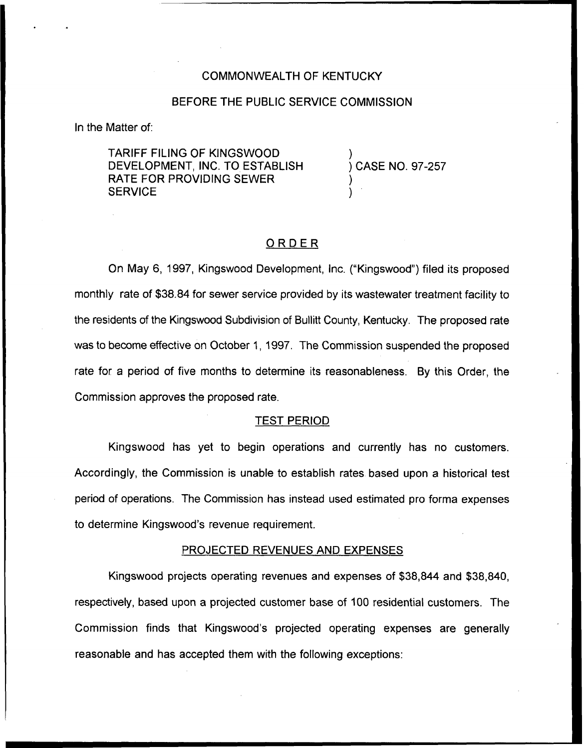COMMONWEALTH OF KENTUCKY

BEFORE THE PUBLIC SERVICE COMMISSION

In the Matter of:

| | |
|---|---|
| TARIFF FILING OF KINGSWOOD DEVELOPMENT, INC. TO ESTABLISH RATE FOR PROVIDING SEWER SERVICE | ) CASE NO. 97-257 |

## ORDER

On May 6, 1997, Kingswood Development, Inc. ("Kingswood") filed its proposed monthly rate of $38.84 for sewer service provided by its wastewater treatment facility to the residents of the Kingswood Subdivision of Bullitt County, Kentucky. The proposed rate was to become effective on October 1, 1997. The Commission suspended the proposed rate for a period of five months to determine its reasonableness. By this Order, the Commission approves the proposed rate.

### TEST PERIOD

Kingswood has yet to begin operations and currently has no customers. Accordingly, the Commission is unable to establish rates based upon a historical test period of operations. The Commission has instead used estimated pro forma expenses to determine Kingswood's revenue requirement.

### PROJECTED REVENUES AND EXPENSES

Kingswood projects operating revenues and expenses of $38,844 and $38,840, respectively, based upon a projected customer base of 100 residential customers. The Commission finds that Kingswood's projected operating expenses are generally reasonable and has accepted them with the following exceptions: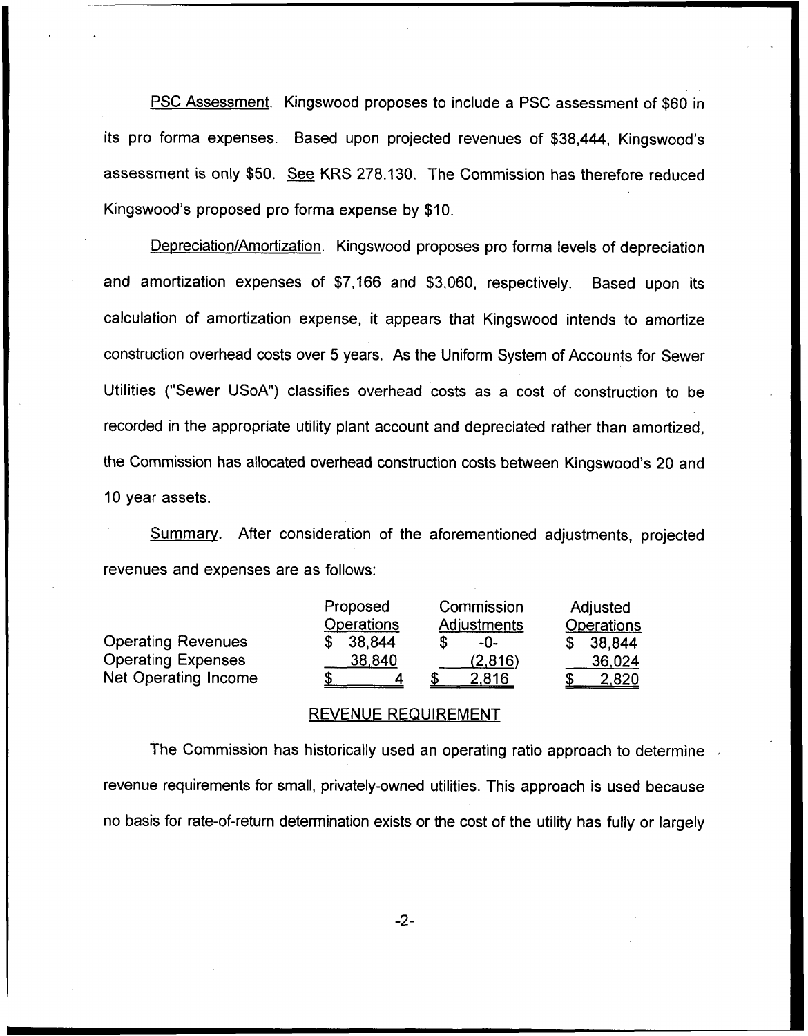PSC Assessment. Kingswood proposes to include a PSC assessment of $60 in its pro forma expenses. Based upon projected revenues of $38,444, Kingswood's assessment is only $50. See KRS 278.130. The Commission has therefore reduced Kingswood's proposed pro forma expense by $10.

Depreciation/Amortization. Kingswood proposes pro forma levels of depreciation and amortization expenses of $7,166 and $3,060, respectively. Based upon its calculation of amortization expense, it appears that Kingswood intends to amortize construction overhead costs over 5 years. As the Uniform System of Accounts for Sewer Utilities ("Sewer USoA") classifies overhead costs as a cost of construction to be recorded in the appropriate utility plant account and depreciated rather than amortized, the Commission has allocated overhead construction costs between Kingswood's 20 and 10 year assets.

Summary. After consideration of the aforementioned adjustments, projected revenues and expenses are as follows:

| | Proposed Operations | Commission Adjustments | Adjusted Operations |
|---|---|---|---|
| Operating Revenues | $ 38,844 | $ -0- | $ 38,844 |
| Operating Expenses | 38,840 | (2,816) | 36,024 |
| Net Operating Income | $ 4 | $ 2,816 | $ 2,820 |

## REVENUE REQUIREMENT

The Commission has historically used an operating ratio approach to determine revenue requirements for small, privately-owned utilities. This approach is used because no basis for rate-of-return determination exists or the cost of the utility has fully or largely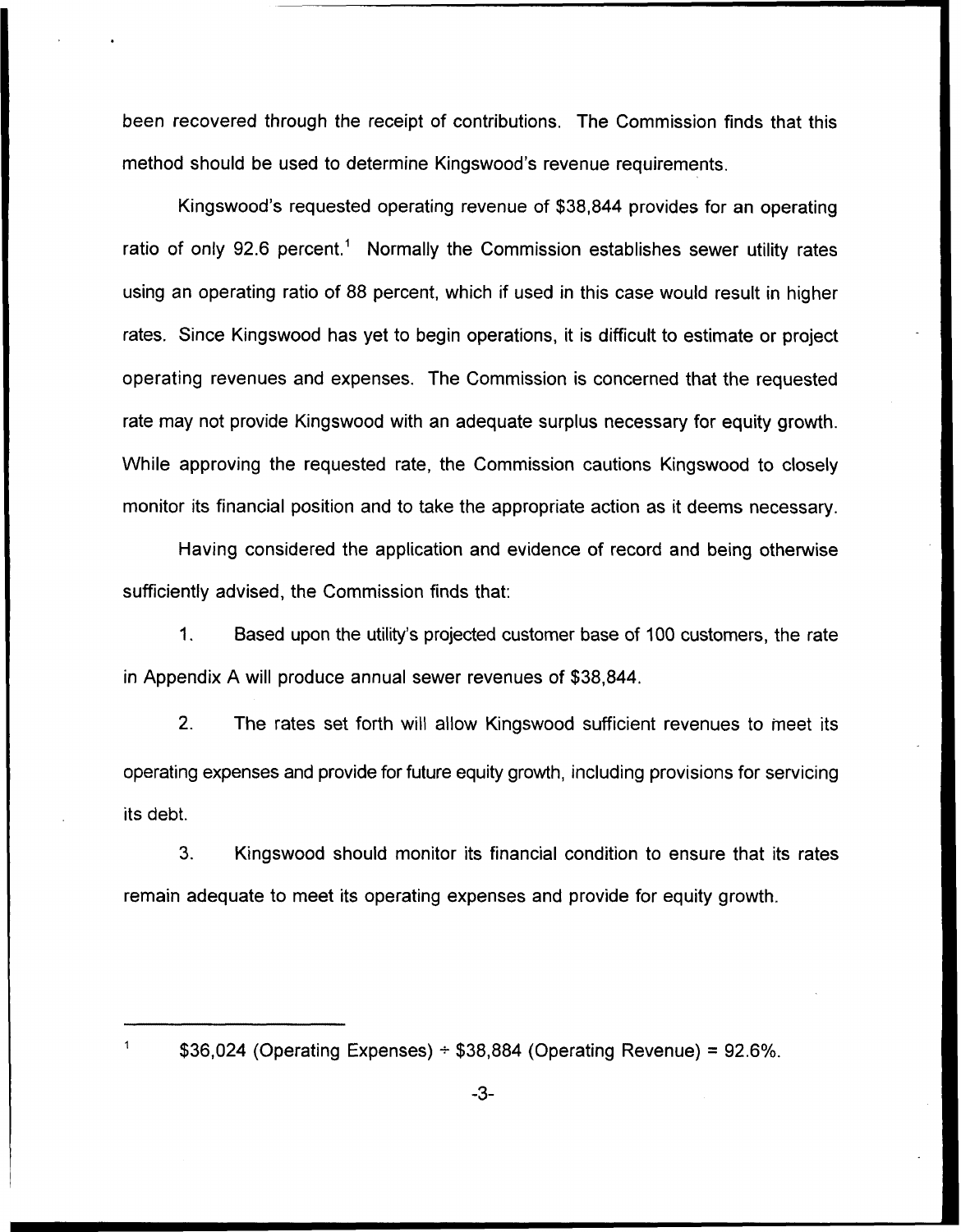been recovered through the receipt of contributions. The Commission finds that this method should be used to determine Kingswood's revenue requirements.

Kingswood's requested operating revenue of $38,844 provides for an operating ratio of only 92.6 percent.[1] Normally the Commission establishes sewer utility rates using an operating ratio of 88 percent, which if used in this case would result in higher rates. Since Kingswood has yet to begin operations, it is difficult to estimate or project operating revenues and expenses. The Commission is concerned that the requested rate may not provide Kingswood with an adequate surplus necessary for equity growth. While approving the requested rate, the Commission cautions Kingswood to closely monitor its financial position and to take the appropriate action as it deems necessary.

Having considered the application and evidence of record and being otherwise sufficiently advised, the Commission finds that:

1. Based upon the utility's projected customer base of 100 customers, the rate in Appendix A will produce annual sewer revenues of $38,844.

2. The rates set forth will allow Kingswood sufficient revenues to meet its operating expenses and provide for future equity growth, including provisions for servicing its debt.

3. Kingswood should monitor its financial condition to ensure that its rates remain adequate to meet its operating expenses and provide for equity growth.

---

[1] $36,024 (Operating Expenses) ÷ $38,884 (Operating Revenue) = 92.6%.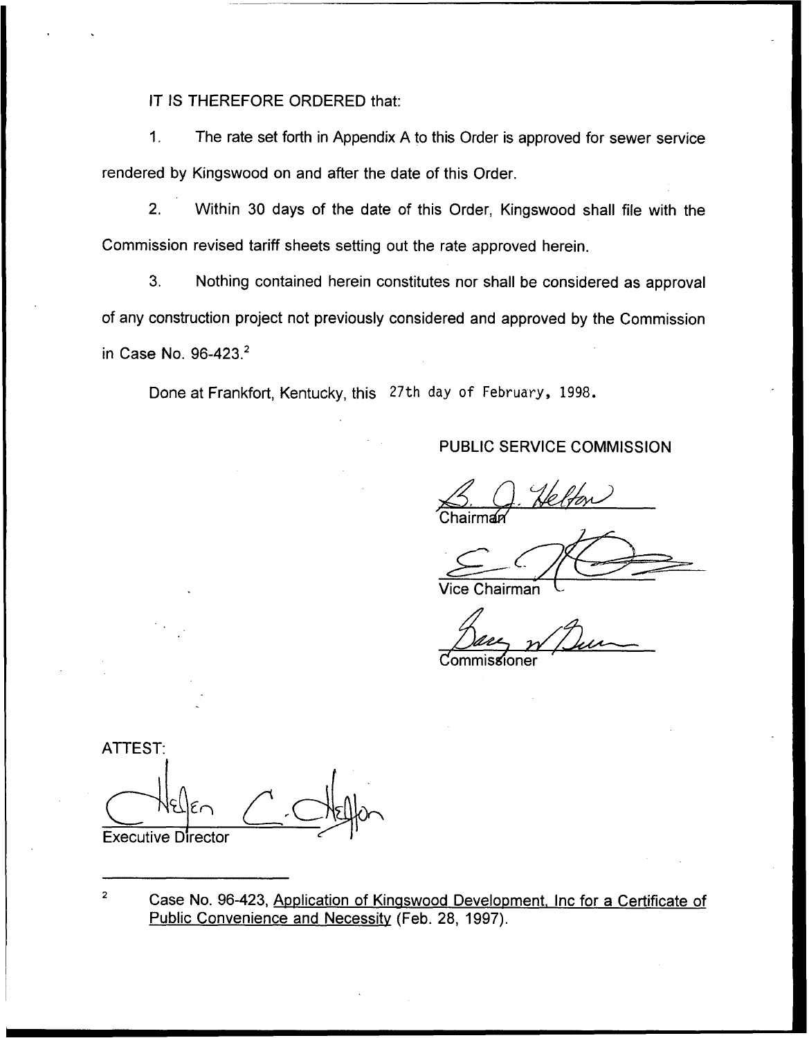IT IS THEREFORE ORDERED that:

1. The rate set forth in Appendix A to this Order is approved for sewer service rendered by Kingswood on and after the date of this Order.

2. Within 30 days of the date of this Order, Kingswood shall file with the Commission revised tariff sheets setting out the rate approved herein.

3. Nothing contained herein constitutes nor shall be considered as approval of any construction project not previously considered and approved by the Commission in Case No. 96-423.[2]

Done at Frankfort, Kentucky, this 27th day of February, 1998.

PUBLIC SERVICE COMMISSION

Chairman

Vice Chairman

Commissioner

ATTEST:

Executive Director

---

[2] Case No. 96-423, Application of Kingswood Development, Inc for a Certificate of Public Convenience and Necessity (Feb. 28, 1997).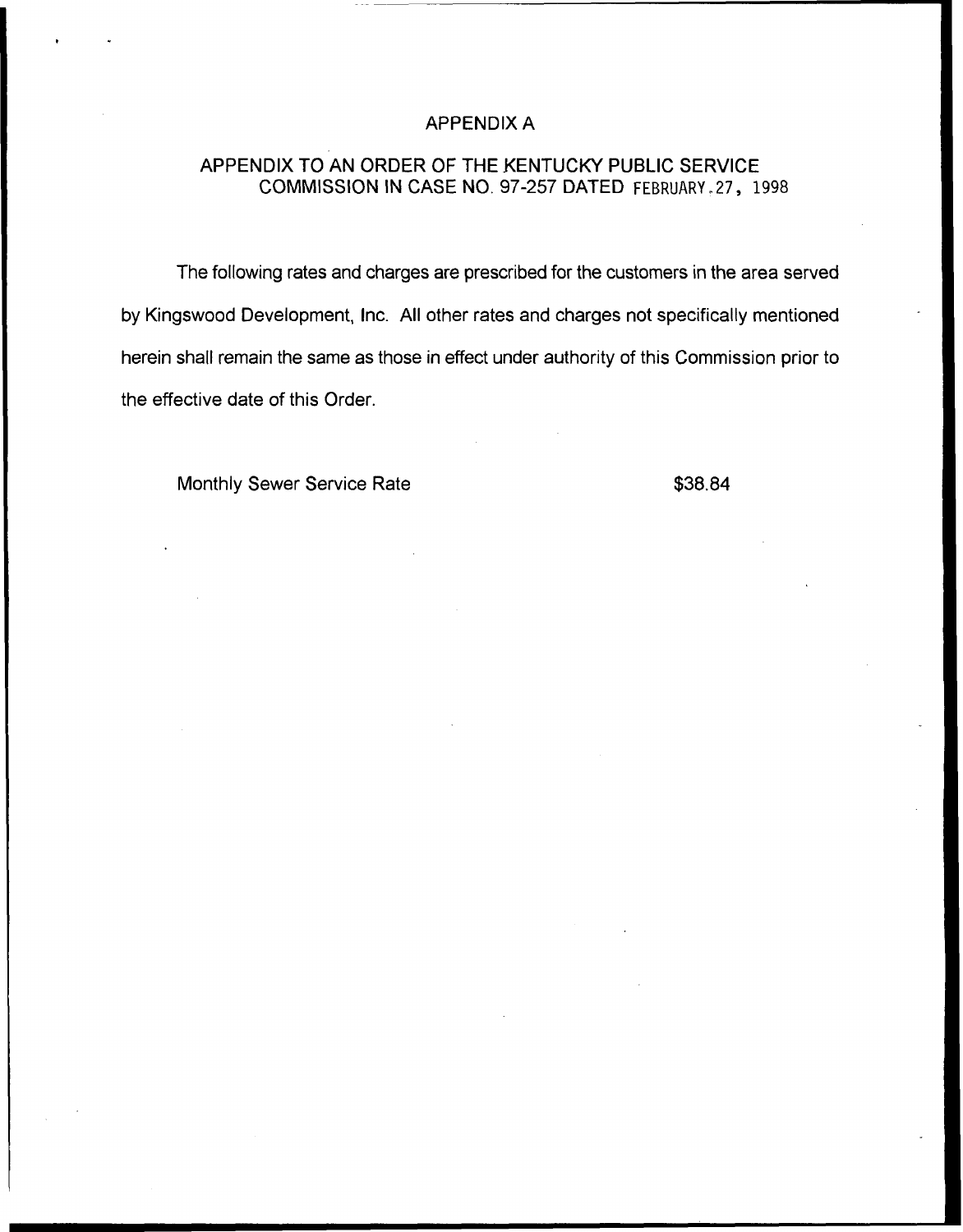# APPENDIX A

## APPENDIX TO AN ORDER OF THE KENTUCKY PUBLIC SERVICE COMMISSION IN CASE NO. 97-257 DATED FEBRUARY 27, 1998

The following rates and charges are prescribed for the customers in the area served by Kingswood Development, Inc. All other rates and charges not specifically mentioned herein shall remain the same as those in effect under authority of this Commission prior to the effective date of this Order.

| | |
|---|---|
| Monthly Sewer Service Rate | $38.84 |